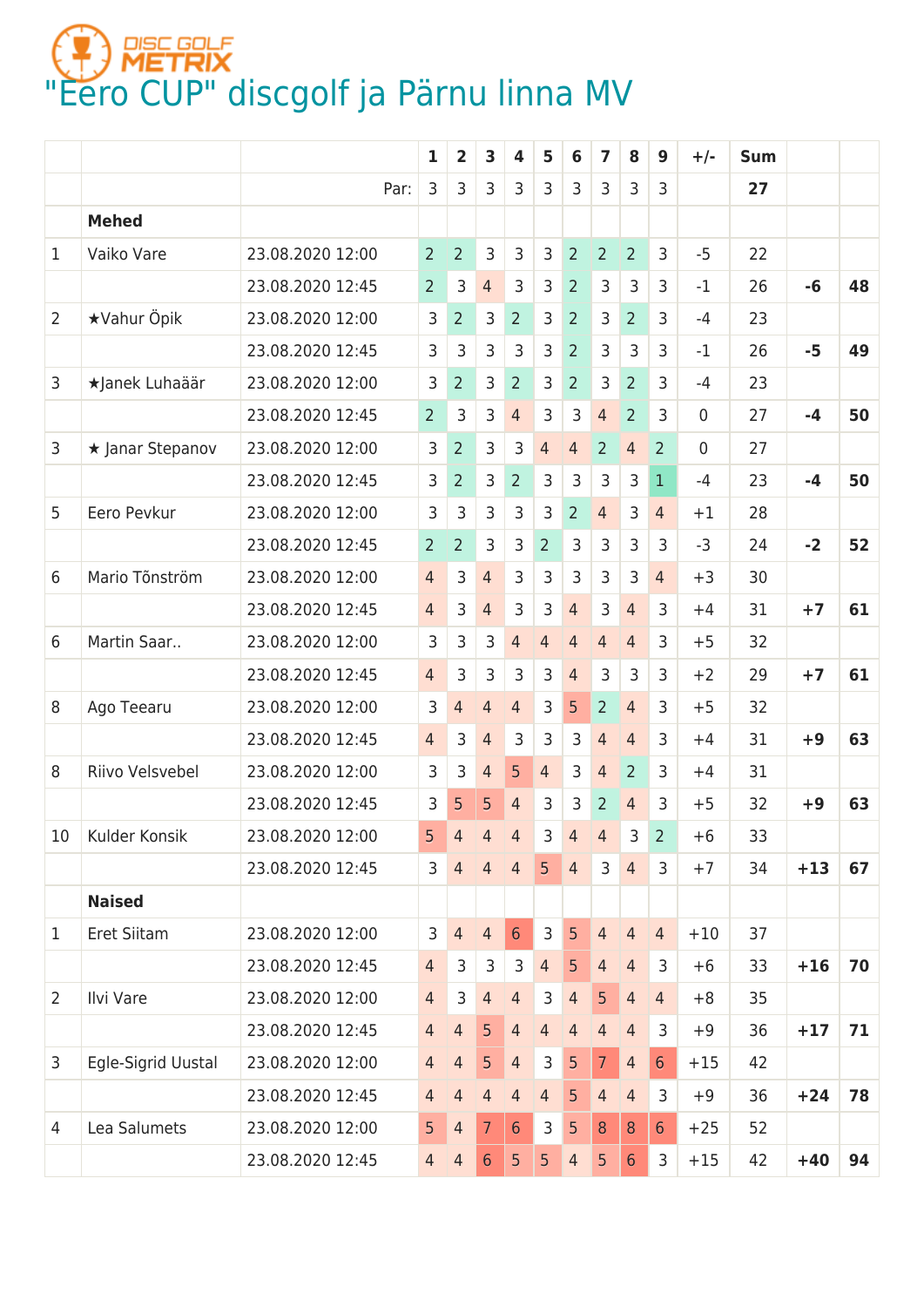DISC GOLF METRIX

# "Eero CUP" discgolf ja Pärnu linna MV

| | | | 1 | 2 | 3 | 4 | 5 | 6 | 7 | 8 | 9 | +/- | Sum | | |
|---|---|---|---|---|---|---|---|---|---|---|---|---|---|---|---|
| | | Par: | 3 | 3 | 3 | 3 | 3 | 3 | 3 | 3 | 3 | | **27** | | |
| | **Mehed** | | | | | | | | | | | | | | |
| 1 | Vaiko Vare | 23.08.2020 12:00 | 2 | 2 | 3 | 3 | 3 | 2 | 2 | 2 | 3 | -5 | 22 | | |
| | | 23.08.2020 12:45 | 2 | 3 | 4 | 3 | 3 | 2 | 3 | 3 | 3 | -1 | 26 | **-6** | **48** |
| 2 | ★Vahur Öpik | 23.08.2020 12:00 | 3 | 2 | 3 | 2 | 3 | 2 | 3 | 2 | 3 | -4 | 23 | | |
| | | 23.08.2020 12:45 | 3 | 3 | 3 | 3 | 3 | 2 | 3 | 3 | 3 | -1 | 26 | **-5** | **49** |
| 3 | ★Janek Luhaäär | 23.08.2020 12:00 | 3 | 2 | 3 | 2 | 3 | 2 | 3 | 2 | 3 | -4 | 23 | | |
| | | 23.08.2020 12:45 | 2 | 3 | 3 | 4 | 3 | 3 | 4 | 2 | 3 | 0 | 27 | **-4** | **50** |
| 3 | ★ Janar Stepanov | 23.08.2020 12:00 | 3 | 2 | 3 | 3 | 4 | 4 | 2 | 4 | 2 | 0 | 27 | | |
| | | 23.08.2020 12:45 | 3 | 2 | 3 | 2 | 3 | 3 | 3 | 3 | 1 | -4 | 23 | **-4** | **50** |
| 5 | Eero Pevkur | 23.08.2020 12:00 | 3 | 3 | 3 | 3 | 3 | 2 | 4 | 3 | 4 | +1 | 28 | | |
| | | 23.08.2020 12:45 | 2 | 2 | 3 | 3 | 2 | 3 | 3 | 3 | 3 | -3 | 24 | **-2** | **52** |
| 6 | Mario Tõnström | 23.08.2020 12:00 | 4 | 3 | 4 | 3 | 3 | 3 | 3 | 3 | 4 | +3 | 30 | | |
| | | 23.08.2020 12:45 | 4 | 3 | 4 | 3 | 3 | 4 | 3 | 4 | 3 | +4 | 31 | **+7** | **61** |
| 6 | Martin Saar.. | 23.08.2020 12:00 | 3 | 3 | 3 | 4 | 4 | 4 | 4 | 4 | 3 | +5 | 32 | | |
| | | 23.08.2020 12:45 | 4 | 3 | 3 | 3 | 3 | 4 | 3 | 3 | 3 | +2 | 29 | **+7** | **61** |
| 8 | Ago Teearu | 23.08.2020 12:00 | 3 | 4 | 4 | 4 | 3 | 5 | 2 | 4 | 3 | +5 | 32 | | |
| | | 23.08.2020 12:45 | 4 | 3 | 4 | 3 | 3 | 3 | 4 | 4 | 3 | +4 | 31 | **+9** | **63** |
| 8 | Riivo Velsvebel | 23.08.2020 12:00 | 3 | 3 | 4 | 5 | 4 | 3 | 4 | 2 | 3 | +4 | 31 | | |
| | | 23.08.2020 12:45 | 3 | 5 | 5 | 4 | 3 | 3 | 2 | 4 | 3 | +5 | 32 | **+9** | **63** |
| 10 | Kulder Konsik | 23.08.2020 12:00 | 5 | 4 | 4 | 4 | 3 | 4 | 4 | 3 | 2 | +6 | 33 | | |
| | | 23.08.2020 12:45 | 3 | 4 | 4 | 4 | 5 | 4 | 3 | 4 | 3 | +7 | 34 | **+13** | **67** |
| | **Naised** | | | | | | | | | | | | | | |
| 1 | Eret Siitam | 23.08.2020 12:00 | 3 | 4 | 4 | 6 | 3 | 5 | 4 | 4 | 4 | +10 | 37 | | |
| | | 23.08.2020 12:45 | 4 | 3 | 3 | 3 | 4 | 5 | 4 | 4 | 3 | +6 | 33 | **+16** | **70** |
| 2 | Ilvi Vare | 23.08.2020 12:00 | 4 | 3 | 4 | 4 | 3 | 4 | 5 | 4 | 4 | +8 | 35 | | |
| | | 23.08.2020 12:45 | 4 | 4 | 5 | 4 | 4 | 4 | 4 | 4 | 3 | +9 | 36 | **+17** | **71** |
| 3 | Egle-Sigrid Uustal | 23.08.2020 12:00 | 4 | 4 | 5 | 4 | 3 | 5 | 7 | 4 | 6 | +15 | 42 | | |
| | | 23.08.2020 12:45 | 4 | 4 | 4 | 4 | 4 | 5 | 4 | 4 | 3 | +9 | 36 | **+24** | **78** |
| 4 | Lea Salumets | 23.08.2020 12:00 | 5 | 4 | 7 | 6 | 3 | 5 | 8 | 8 | 6 | +25 | 52 | | |
| | | 23.08.2020 12:45 | 4 | 4 | 6 | 5 | 5 | 4 | 5 | 6 | 3 | +15 | 42 | **+40** | **94** |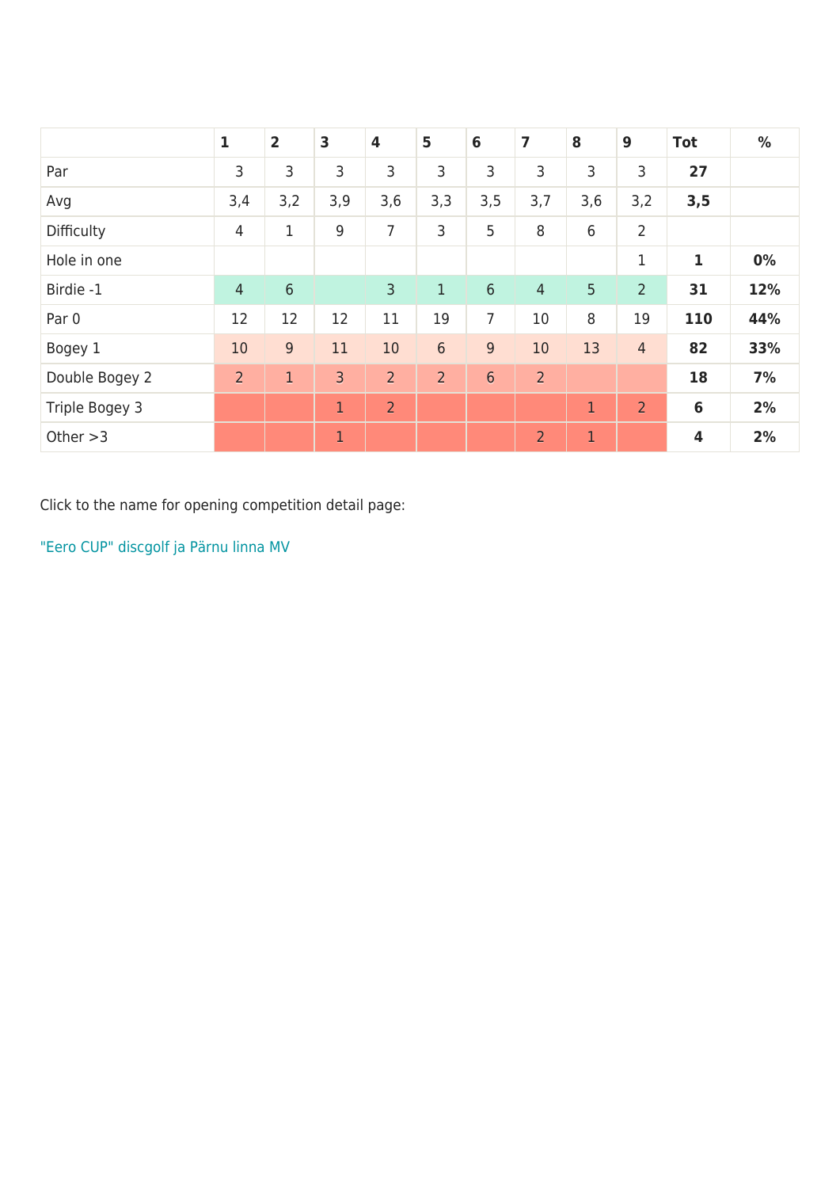| | 1 | 2 | 3 | 4 | 5 | 6 | 7 | 8 | 9 | Tot | % |
|---|---|---|---|---|---|---|---|---|---|---|---|
| Par | 3 | 3 | 3 | 3 | 3 | 3 | 3 | 3 | 3 | **27** | |
| Avg | 3,4 | 3,2 | 3,9 | 3,6 | 3,3 | 3,5 | 3,7 | 3,6 | 3,2 | **3,5** | |
| Difficulty | 4 | 1 | 9 | 7 | 3 | 5 | 8 | 6 | 2 | | |
| Hole in one | | | | | | | | | 1 | **1** | **0%** |
| Birdie -1 | 4 | 6 | | 3 | 1 | 6 | 4 | 5 | 2 | **31** | **12%** |
| Par 0 | 12 | 12 | 12 | 11 | 19 | 7 | 10 | 8 | 19 | **110** | **44%** |
| Bogey 1 | 10 | 9 | 11 | 10 | 6 | 9 | 10 | 13 | 4 | **82** | **33%** |
| Double Bogey 2 | 2 | 1 | 3 | 2 | 2 | 6 | 2 | | | **18** | **7%** |
| Triple Bogey 3 | | | 1 | 2 | | | | 1 | 2 | **6** | **2%** |
| Other >3 | | | 1 | | | | 2 | 1 | | **4** | **2%** |

Click to the name for opening competition detail page:

"Eero CUP" discgolf ja Pärnu linna MV